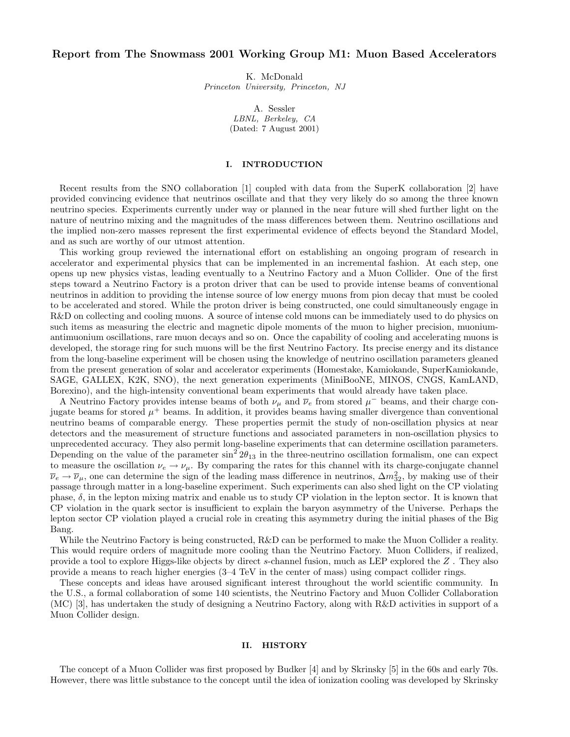# Report from The Snowmass 2001 Working Group M1: Muon Based Accelerators

K. McDonald
*Princeton University, Princeton, NJ*

A. Sessler
*LBNL, Berkeley, CA*
(Dated: 7 August 2001)

## I. INTRODUCTION

Recent results from the SNO collaboration [1] coupled with data from the SuperK collaboration [2] have provided convincing evidence that neutrinos oscillate and that they very likely do so among the three known neutrino species. Experiments currently under way or planned in the near future will shed further light on the nature of neutrino mixing and the magnitudes of the mass differences between them. Neutrino oscillations and the implied non-zero masses represent the first experimental evidence of effects beyond the Standard Model, and as such are worthy of our utmost attention.

This working group reviewed the international effort on establishing an ongoing program of research in accelerator and experimental physics that can be implemented in an incremental fashion. At each step, one opens up new physics vistas, leading eventually to a Neutrino Factory and a Muon Collider. One of the first steps toward a Neutrino Factory is a proton driver that can be used to provide intense beams of conventional neutrinos in addition to providing the intense source of low energy muons from pion decay that must be cooled to be accelerated and stored. While the proton driver is being constructed, one could simultaneously engage in R&D on collecting and cooling muons. A source of intense cold muons can be immediately used to do physics on such items as measuring the electric and magnetic dipole moments of the muon to higher precision, muonium-antimuonium oscillations, rare muon decays and so on. Once the capability of cooling and accelerating muons is developed, the storage ring for such muons will be the first Neutrino Factory. Its precise energy and its distance from the long-baseline experiment will be chosen using the knowledge of neutrino oscillation parameters gleaned from the present generation of solar and accelerator experiments (Homestake, Kamiokande, SuperKamiokande, SAGE, GALLEX, K2K, SNO), the next generation experiments (MiniBooNE, MINOS, CNGS, KamLAND, Borexino), and the high-intensity conventional beam experiments that would already have taken place.

A Neutrino Factory provides intense beams of both $\nu_\mu$ and $\overline{\nu}_e$ from stored $\mu^-$ beams, and their charge conjugate beams for stored $\mu^+$ beams. In addition, it provides beams having smaller divergence than conventional neutrino beams of comparable energy. These properties permit the study of non-oscillation physics at near detectors and the measurement of structure functions and associated parameters in non-oscillation physics to unprecedented accuracy. They also permit long-baseline experiments that can determine oscillation parameters. Depending on the value of the parameter $\sin^2 2\theta_{13}$ in the three-neutrino oscillation formalism, one can expect to measure the oscillation $\nu_e \to \nu_\mu$. By comparing the rates for this channel with its charge-conjugate channel $\overline{\nu}_e \to \overline{\nu}_\mu$, one can determine the sign of the leading mass difference in neutrinos, $\Delta m^2_{32}$, by making use of their passage through matter in a long-baseline experiment. Such experiments can also shed light on the CP violating phase, $\delta$, in the lepton mixing matrix and enable us to study CP violation in the lepton sector. It is known that CP violation in the quark sector is insufficient to explain the baryon asymmetry of the Universe. Perhaps the lepton sector CP violation played a crucial role in creating this asymmetry during the initial phases of the Big Bang.

While the Neutrino Factory is being constructed, R&D can be performed to make the Muon Collider a reality. This would require orders of magnitude more cooling than the Neutrino Factory. Muon Colliders, if realized, provide a tool to explore Higgs-like objects by direct $s$-channel fusion, much as LEP explored the $Z$ . They also provide a means to reach higher energies (3–4 TeV in the center of mass) using compact collider rings.

These concepts and ideas have aroused significant interest throughout the world scientific community. In the U.S., a formal collaboration of some 140 scientists, the Neutrino Factory and Muon Collider Collaboration (MC) [3], has undertaken the study of designing a Neutrino Factory, along with R&D activities in support of a Muon Collider design.

## II. HISTORY

The concept of a Muon Collider was first proposed by Budker [4] and by Skrinsky [5] in the 60s and early 70s. However, there was little substance to the concept until the idea of ionization cooling was developed by Skrinsky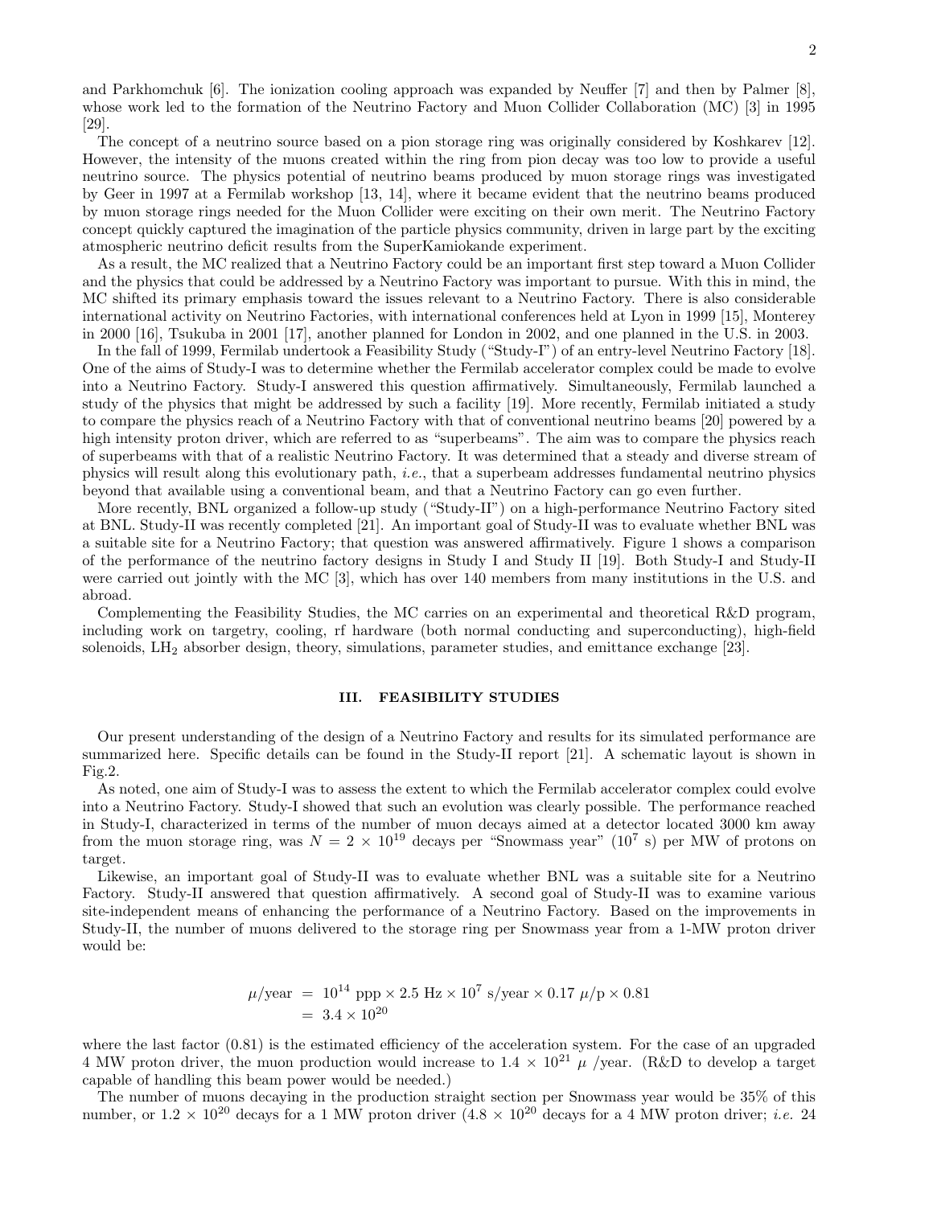and Parkhomchuk [6]. The ionization cooling approach was expanded by Neuffer [7] and then by Palmer [8], whose work led to the formation of the Neutrino Factory and Muon Collider Collaboration (MC) [3] in 1995 [29].

The concept of a neutrino source based on a pion storage ring was originally considered by Koshkarev [12]. However, the intensity of the muons created within the ring from pion decay was too low to provide a useful neutrino source. The physics potential of neutrino beams produced by muon storage rings was investigated by Geer in 1997 at a Fermilab workshop [13, 14], where it became evident that the neutrino beams produced by muon storage rings needed for the Muon Collider were exciting on their own merit. The Neutrino Factory concept quickly captured the imagination of the particle physics community, driven in large part by the exciting atmospheric neutrino deficit results from the SuperKamiokande experiment.

As a result, the MC realized that a Neutrino Factory could be an important first step toward a Muon Collider and the physics that could be addressed by a Neutrino Factory was important to pursue. With this in mind, the MC shifted its primary emphasis toward the issues relevant to a Neutrino Factory. There is also considerable international activity on Neutrino Factories, with international conferences held at Lyon in 1999 [15], Monterey in 2000 [16], Tsukuba in 2001 [17], another planned for London in 2002, and one planned in the U.S. in 2003.

In the fall of 1999, Fermilab undertook a Feasibility Study ("Study-I") of an entry-level Neutrino Factory [18]. One of the aims of Study-I was to determine whether the Fermilab accelerator complex could be made to evolve into a Neutrino Factory. Study-I answered this question affirmatively. Simultaneously, Fermilab launched a study of the physics that might be addressed by such a facility [19]. More recently, Fermilab initiated a study to compare the physics reach of a Neutrino Factory with that of conventional neutrino beams [20] powered by a high intensity proton driver, which are referred to as "superbeams". The aim was to compare the physics reach of superbeams with that of a realistic Neutrino Factory. It was determined that a steady and diverse stream of physics will result along this evolutionary path, *i.e.*, that a superbeam addresses fundamental neutrino physics beyond that available using a conventional beam, and that a Neutrino Factory can go even further.

More recently, BNL organized a follow-up study ("Study-II") on a high-performance Neutrino Factory sited at BNL. Study-II was recently completed [21]. An important goal of Study-II was to evaluate whether BNL was a suitable site for a Neutrino Factory; that question was answered affirmatively. Figure 1 shows a comparison of the performance of the neutrino factory designs in Study I and Study II [19]. Both Study-I and Study-II were carried out jointly with the MC [3], which has over 140 members from many institutions in the U.S. and abroad.

Complementing the Feasibility Studies, the MC carries on an experimental and theoretical R&D program, including work on targetry, cooling, rf hardware (both normal conducting and superconducting), high-field solenoids, $LH_2$ absorber design, theory, simulations, parameter studies, and emittance exchange [23].

## III. FEASIBILITY STUDIES

Our present understanding of the design of a Neutrino Factory and results for its simulated performance are summarized here. Specific details can be found in the Study-II report [21]. A schematic layout is shown in Fig.2.

As noted, one aim of Study-I was to assess the extent to which the Fermilab accelerator complex could evolve into a Neutrino Factory. Study-I showed that such an evolution was clearly possible. The performance reached in Study-I, characterized in terms of the number of muon decays aimed at a detector located 3000 km away from the muon storage ring, was $N = 2 \times 10^{19}$ decays per "Snowmass year" ($10^7$ s) per MW of protons on target.

Likewise, an important goal of Study-II was to evaluate whether BNL was a suitable site for a Neutrino Factory. Study-II answered that question affirmatively. A second goal of Study-II was to examine various site-independent means of enhancing the performance of a Neutrino Factory. Based on the improvements in Study-II, the number of muons delivered to the storage ring per Snowmass year from a 1-MW proton driver would be:

$$
\begin{aligned}
\mu/\text{year} &= 10^{14}\ \text{ppp} \times 2.5\ \text{Hz} \times 10^{7}\ \text{s/year} \times 0.17\ \mu/\text{p} \times 0.81 \\
&= 3.4 \times 10^{20}
\end{aligned}
$$

where the last factor (0.81) is the estimated efficiency of the acceleration system. For the case of an upgraded 4 MW proton driver, the muon production would increase to $1.4 \times 10^{21}$ $\mu$ /year. (R&D to develop a target capable of handling this beam power would be needed.)

The number of muons decaying in the production straight section per Snowmass year would be 35% of this number, or $1.2 \times 10^{20}$ decays for a 1 MW proton driver ($4.8 \times 10^{20}$ decays for a 4 MW proton driver; *i.e.* 24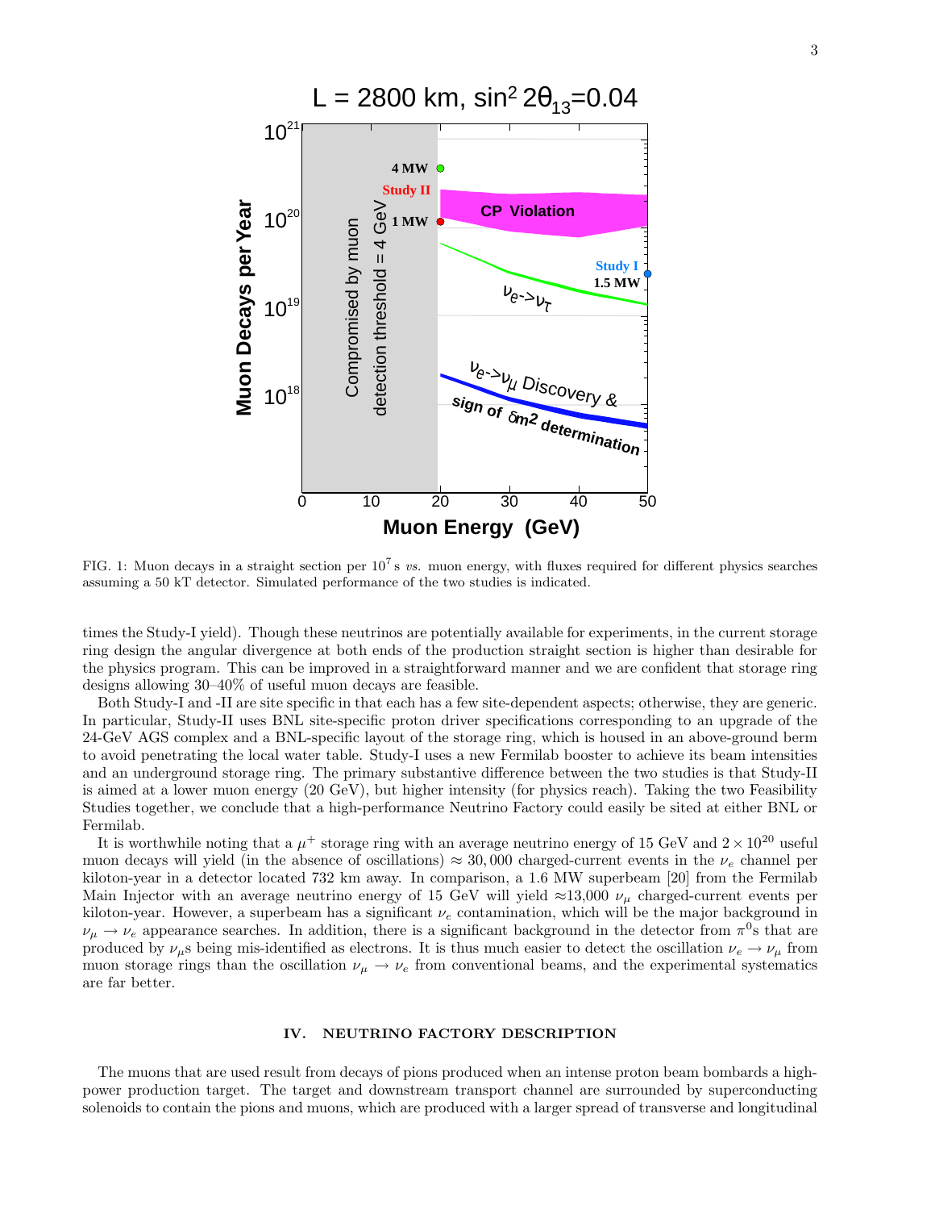FIG. 1: Muon decays in a straight section per $10^7$ s *vs.* muon energy, with fluxes required for different physics searches assuming a 50 kT detector. Simulated performance of the two studies is indicated.

times the Study-I yield). Though these neutrinos are potentially available for experiments, in the current storage ring design the angular divergence at both ends of the production straight section is higher than desirable for the physics program. This can be improved in a straightforward manner and we are confident that storage ring designs allowing 30–40% of useful muon decays are feasible.

Both Study-I and -II are site specific in that each has a few site-dependent aspects; otherwise, they are generic. In particular, Study-II uses BNL site-specific proton driver specifications corresponding to an upgrade of the 24-GeV AGS complex and a BNL-specific layout of the storage ring, which is housed in an above-ground berm to avoid penetrating the local water table. Study-I uses a new Fermilab booster to achieve its beam intensities and an underground storage ring. The primary substantive difference between the two studies is that Study-II is aimed at a lower muon energy (20 GeV), but higher intensity (for physics reach). Taking the two Feasibility Studies together, we conclude that a high-performance Neutrino Factory could easily be sited at either BNL or Fermilab.

It is worthwhile noting that a $\mu^+$ storage ring with an average neutrino energy of 15 GeV and $2 \times 10^{20}$ useful muon decays will yield (in the absence of oscillations) $\approx 30,000$ charged-current events in the $\nu_e$ channel per kiloton-year in a detector located 732 km away. In comparison, a 1.6 MW superbeam [20] from the Fermilab Main Injector with an average neutrino energy of 15 GeV will yield $\approx$13,000 $\nu_\mu$ charged-current events per kiloton-year. However, a superbeam has a significant $\nu_e$ contamination, which will be the major background in $\nu_\mu \to \nu_e$ appearance searches. In addition, there is a significant background in the detector from $\pi^0$s that are produced by $\nu_\mu$s being mis-identified as electrons. It is thus much easier to detect the oscillation $\nu_e \to \nu_\mu$ from muon storage rings than the oscillation $\nu_\mu \to \nu_e$ from conventional beams, and the experimental systematics are far better.

## IV. NEUTRINO FACTORY DESCRIPTION

The muons that are used result from decays of pions produced when an intense proton beam bombards a high-power production target. The target and downstream transport channel are surrounded by superconducting solenoids to contain the pions and muons, which are produced with a larger spread of transverse and longitudinal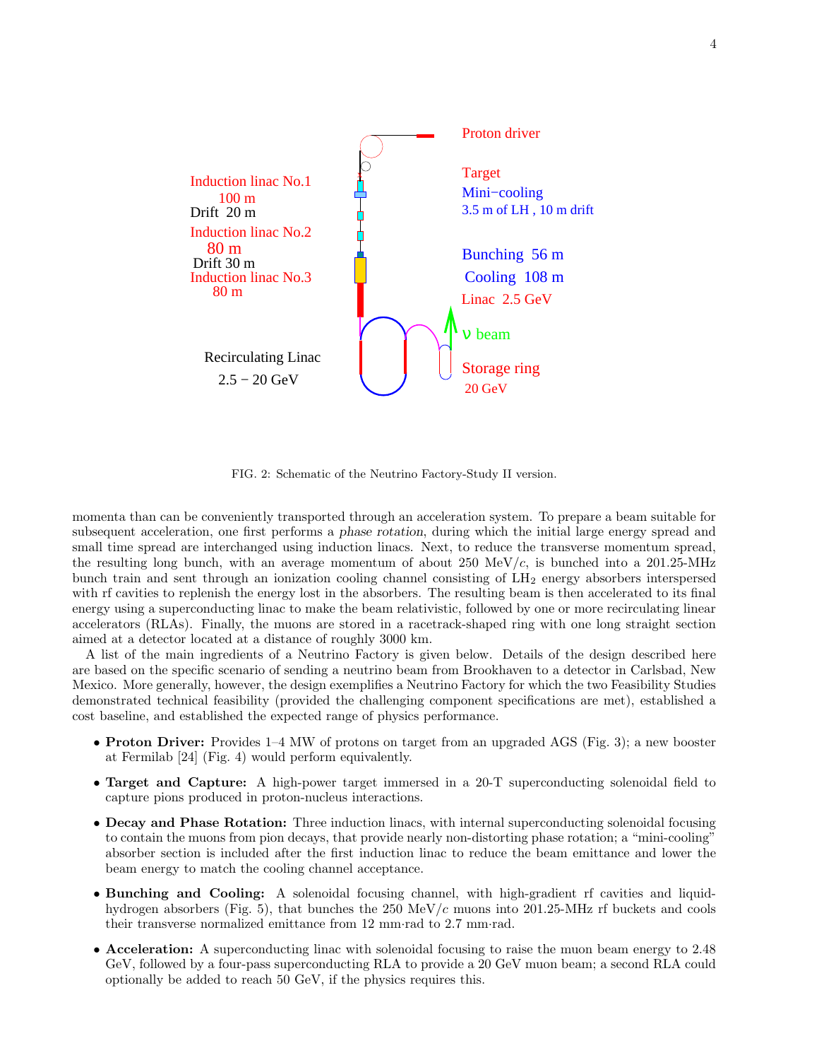FIG. 2: Schematic of the Neutrino Factory-Study II version.

momenta than can be conveniently transported through an acceleration system. To prepare a beam suitable for subsequent acceleration, one first performs a *phase rotation*, during which the initial large energy spread and small time spread are interchanged using induction linacs. Next, to reduce the transverse momentum spread, the resulting long bunch, with an average momentum of about 250 MeV/$c$, is bunched into a 201.25-MHz bunch train and sent through an ionization cooling channel consisting of $LH_2$ energy absorbers interspersed with rf cavities to replenish the energy lost in the absorbers. The resulting beam is then accelerated to its final energy using a superconducting linac to make the beam relativistic, followed by one or more recirculating linear accelerators (RLAs). Finally, the muons are stored in a racetrack-shaped ring with one long straight section aimed at a detector located at a distance of roughly 3000 km.

A list of the main ingredients of a Neutrino Factory is given below. Details of the design described here are based on the specific scenario of sending a neutrino beam from Brookhaven to a detector in Carlsbad, New Mexico. More generally, however, the design exemplifies a Neutrino Factory for which the two Feasibility Studies demonstrated technical feasibility (provided the challenging component specifications are met), established a cost baseline, and established the expected range of physics performance.

- **Proton Driver:** Provides 1–4 MW of protons on target from an upgraded AGS (Fig. 3); a new booster at Fermilab [24] (Fig. 4) would perform equivalently.
- **Target and Capture:** A high-power target immersed in a 20-T superconducting solenoidal field to capture pions produced in proton-nucleus interactions.
- **Decay and Phase Rotation:** Three induction linacs, with internal superconducting solenoidal focusing to contain the muons from pion decays, that provide nearly non-distorting phase rotation; a "mini-cooling" absorber section is included after the first induction linac to reduce the beam emittance and lower the beam energy to match the cooling channel acceptance.
- **Bunching and Cooling:** A solenoidal focusing channel, with high-gradient rf cavities and liquid-hydrogen absorbers (Fig. 5), that bunches the 250 MeV/$c$ muons into 201.25-MHz rf buckets and cools their transverse normalized emittance from 12 mm·rad to 2.7 mm·rad.
- **Acceleration:** A superconducting linac with solenoidal focusing to raise the muon beam energy to 2.48 GeV, followed by a four-pass superconducting RLA to provide a 20 GeV muon beam; a second RLA could optionally be added to reach 50 GeV, if the physics requires this.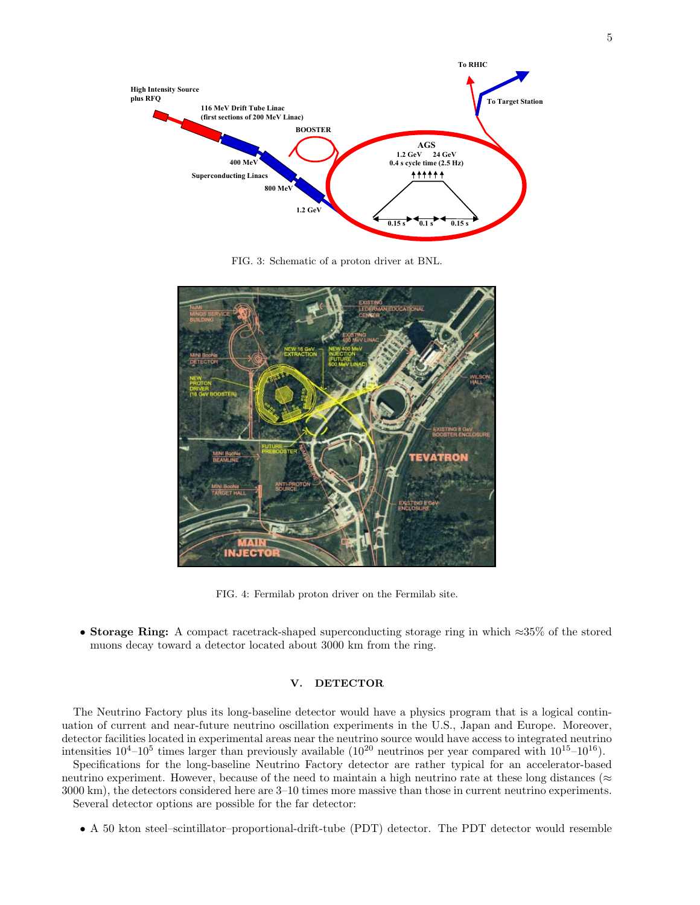FIG. 3: Schematic of a proton driver at BNL.

FIG. 4: Fermilab proton driver on the Fermilab site.

- **Storage Ring:** A compact racetrack-shaped superconducting storage ring in which ≈35% of the stored muons decay toward a detector located about 3000 km from the ring.

## V. DETECTOR

The Neutrino Factory plus its long-baseline detector would have a physics program that is a logical continuation of current and near-future neutrino oscillation experiments in the U.S., Japan and Europe. Moreover, detector facilities located in experimental areas near the neutrino source would have access to integrated neutrino intensities $10^4$–$10^5$ times larger than previously available ($10^{20}$ neutrinos per year compared with $10^{15}$–$10^{16}$).

Specifications for the long-baseline Neutrino Factory detector are rather typical for an accelerator-based neutrino experiment. However, because of the need to maintain a high neutrino rate at these long distances (≈ 3000 km), the detectors considered here are 3–10 times more massive than those in current neutrino experiments.

Several detector options are possible for the far detector:

- A 50 kton steel–scintillator–proportional-drift-tube (PDT) detector. The PDT detector would resemble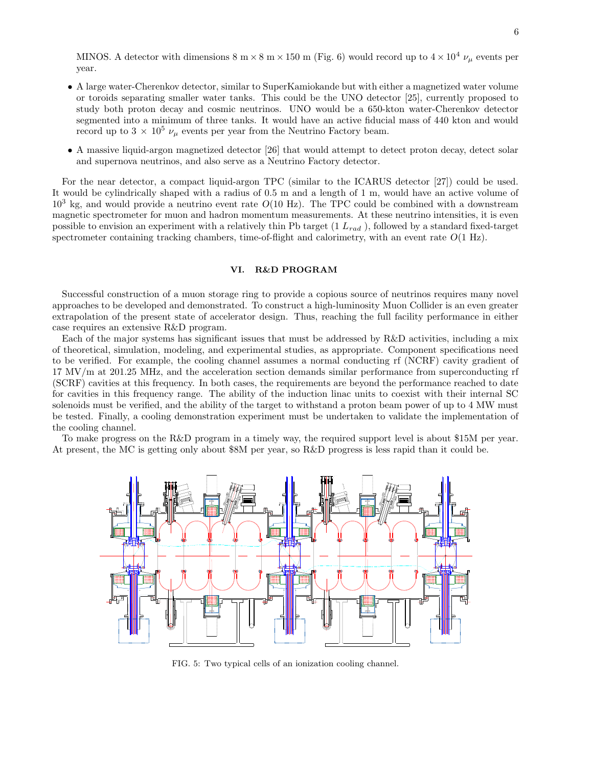MINOS. A detector with dimensions 8 m $\times$ 8 m $\times$ 150 m (Fig. 6) would record up to $4 \times 10^4$ $\nu_\mu$ events per year.

- A large water-Cherenkov detector, similar to SuperKamiokande but with either a magnetized water volume or toroids separating smaller water tanks. This could be the UNO detector [25], currently proposed to study both proton decay and cosmic neutrinos. UNO would be a 650-kton water-Cherenkov detector segmented into a minimum of three tanks. It would have an active fiducial mass of 440 kton and would record up to $3 \times 10^5$ $\nu_\mu$ events per year from the Neutrino Factory beam.
- A massive liquid-argon magnetized detector [26] that would attempt to detect proton decay, detect solar and supernova neutrinos, and also serve as a Neutrino Factory detector.

For the near detector, a compact liquid-argon TPC (similar to the ICARUS detector [27]) could be used. It would be cylindrically shaped with a radius of 0.5 m and a length of 1 m, would have an active volume of $10^3$ kg, and would provide a neutrino event rate $O(10\text{ Hz})$. The TPC could be combined with a downstream magnetic spectrometer for muon and hadron momentum measurements. At these neutrino intensities, it is even possible to envision an experiment with a relatively thin Pb target (1 $L_{rad}$ ), followed by a standard fixed-target spectrometer containing tracking chambers, time-of-flight and calorimetry, with an event rate $O(1\text{ Hz})$.

## VI. R&D PROGRAM

Successful construction of a muon storage ring to provide a copious source of neutrinos requires many novel approaches to be developed and demonstrated. To construct a high-luminosity Muon Collider is an even greater extrapolation of the present state of accelerator design. Thus, reaching the full facility performance in either case requires an extensive R&D program.

Each of the major systems has significant issues that must be addressed by R&D activities, including a mix of theoretical, simulation, modeling, and experimental studies, as appropriate. Component specifications need to be verified. For example, the cooling channel assumes a normal conducting rf (NCRF) cavity gradient of 17 MV/m at 201.25 MHz, and the acceleration section demands similar performance from superconducting rf (SCRF) cavities at this frequency. In both cases, the requirements are beyond the performance reached to date for cavities in this frequency range. The ability of the induction linac units to coexist with their internal SC solenoids must be verified, and the ability of the target to withstand a proton beam power of up to 4 MW must be tested. Finally, a cooling demonstration experiment must be undertaken to validate the implementation of the cooling channel.

To make progress on the R&D program in a timely way, the required support level is about \$15M per year. At present, the MC is getting only about \$8M per year, so R&D progress is less rapid than it could be.

FIG. 5: Two typical cells of an ionization cooling channel.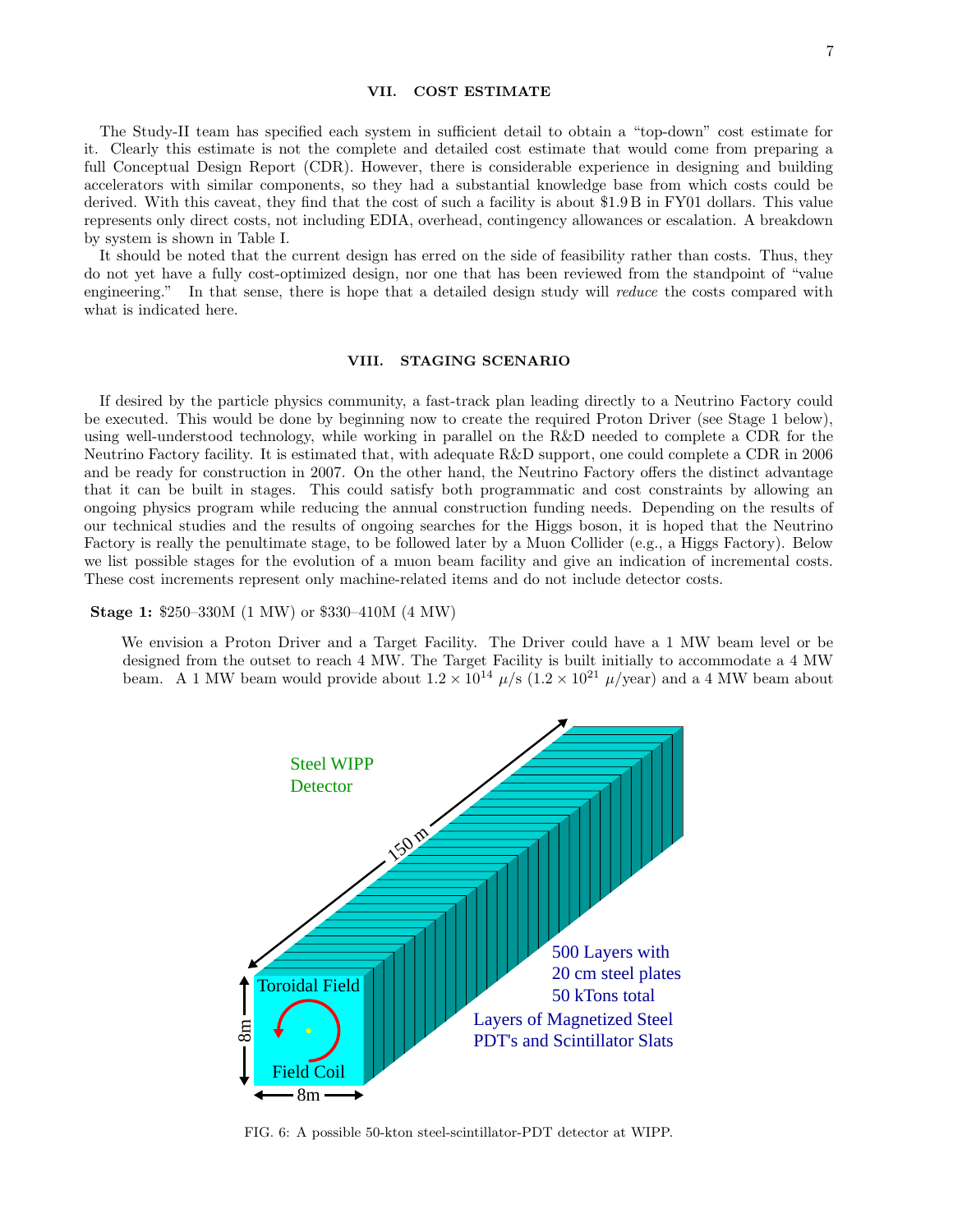## VII. COST ESTIMATE

The Study-II team has specified each system in sufficient detail to obtain a "top-down" cost estimate for it. Clearly this estimate is not the complete and detailed cost estimate that would come from preparing a full Conceptual Design Report (CDR). However, there is considerable experience in designing and building accelerators with similar components, so they had a substantial knowledge base from which costs could be derived. With this caveat, they find that the cost of such a facility is about $1.9 B in FY01 dollars. This value represents only direct costs, not including EDIA, overhead, contingency allowances or escalation. A breakdown by system is shown in Table I.

It should be noted that the current design has erred on the side of feasibility rather than costs. Thus, they do not yet have a fully cost-optimized design, nor one that has been reviewed from the standpoint of "value engineering." In that sense, there is hope that a detailed design study will *reduce* the costs compared with what is indicated here.

## VIII. STAGING SCENARIO

If desired by the particle physics community, a fast-track plan leading directly to a Neutrino Factory could be executed. This would be done by beginning now to create the required Proton Driver (see Stage 1 below), using well-understood technology, while working in parallel on the R&D needed to complete a CDR for the Neutrino Factory facility. It is estimated that, with adequate R&D support, one could complete a CDR in 2006 and be ready for construction in 2007. On the other hand, the Neutrino Factory offers the distinct advantage that it can be built in stages. This could satisfy both programmatic and cost constraints by allowing an ongoing physics program while reducing the annual construction funding needs. Depending on the results of our technical studies and the results of ongoing searches for the Higgs boson, it is hoped that the Neutrino Factory is really the penultimate stage, to be followed later by a Muon Collider (e.g., a Higgs Factory). Below we list possible stages for the evolution of a muon beam facility and give an indication of incremental costs. These cost increments represent only machine-related items and do not include detector costs.

**Stage 1:** $250–330M (1 MW) or $330–410M (4 MW)

We envision a Proton Driver and a Target Facility. The Driver could have a 1 MW beam level or be designed from the outset to reach 4 MW. The Target Facility is built initially to accommodate a 4 MW beam. A 1 MW beam would provide about $1.2 \times 10^{14}$ $\mu$/s ($1.2 \times 10^{21}$ $\mu$/year) and a 4 MW beam about

FIG. 6: A possible 50-kton steel-scintillator-PDT detector at WIPP.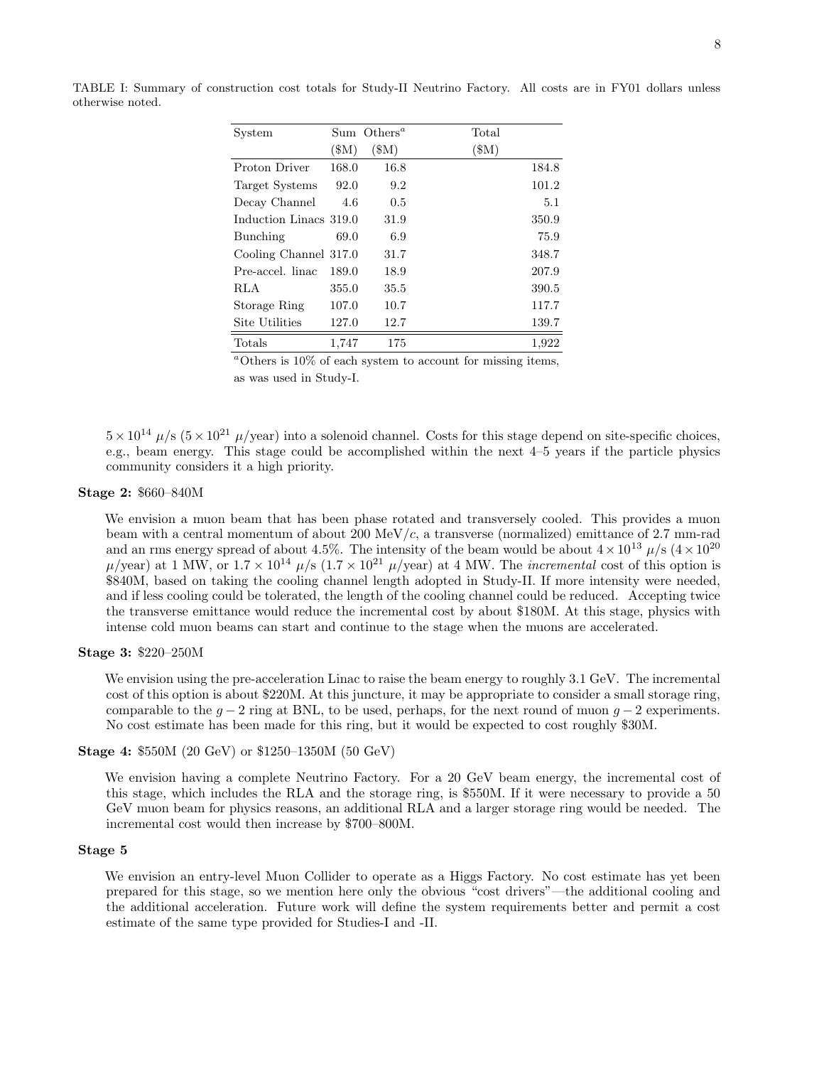TABLE I: Summary of construction cost totals for Study-II Neutrino Factory. All costs are in FY01 dollars unless otherwise noted.

| System | Sum ($M) | Others[a] ($M) | Total ($M) |
|---|---|---|---|
| Proton Driver | 168.0 | 16.8 | 184.8 |
| Target Systems | 92.0 | 9.2 | 101.2 |
| Decay Channel | 4.6 | 0.5 | 5.1 |
| Induction Linacs | 319.0 | 31.9 | 350.9 |
| Bunching | 69.0 | 6.9 | 75.9 |
| Cooling Channel | 317.0 | 31.7 | 348.7 |
| Pre-accel. linac | 189.0 | 18.9 | 207.9 |
| RLA | 355.0 | 35.5 | 390.5 |
| Storage Ring | 107.0 | 10.7 | 117.7 |
| Site Utilities | 127.0 | 12.7 | 139.7 |
| Totals | 1,747 | 175 | 1,922 |

[a] Others is 10% of each system to account for missing items, as was used in Study-I.

$5 \times 10^{14}$ $\mu$/s ($5 \times 10^{21}$ $\mu$/year) into a solenoid channel. Costs for this stage depend on site-specific choices, e.g., beam energy. This stage could be accomplished within the next 4–5 years if the particle physics community considers it a high priority.

**Stage 2:** $660–840M

We envision a muon beam that has been phase rotated and transversely cooled. This provides a muon beam with a central momentum of about 200 MeV/$c$, a transverse (normalized) emittance of 2.7 mm-rad and an rms energy spread of about 4.5%. The intensity of the beam would be about $4 \times 10^{13}$ $\mu$/s ($4 \times 10^{20}$ $\mu$/year) at 1 MW, or $1.7 \times 10^{14}$ $\mu$/s ($1.7 \times 10^{21}$ $\mu$/year) at 4 MW. The *incremental* cost of this option is $840M, based on taking the cooling channel length adopted in Study-II. If more intensity were needed, and if less cooling could be tolerated, the length of the cooling channel could be reduced. Accepting twice the transverse emittance would reduce the incremental cost by about $180M. At this stage, physics with intense cold muon beams can start and continue to the stage when the muons are accelerated.

**Stage 3:** $220–250M

We envision using the pre-acceleration Linac to raise the beam energy to roughly 3.1 GeV. The incremental cost of this option is about $220M. At this juncture, it may be appropriate to consider a small storage ring, comparable to the $g-2$ ring at BNL, to be used, perhaps, for the next round of muon $g-2$ experiments. No cost estimate has been made for this ring, but it would be expected to cost roughly $30M.

**Stage 4:** $550M (20 GeV) or $1250–1350M (50 GeV)

We envision having a complete Neutrino Factory. For a 20 GeV beam energy, the incremental cost of this stage, which includes the RLA and the storage ring, is $550M. If it were necessary to provide a 50 GeV muon beam for physics reasons, an additional RLA and a larger storage ring would be needed. The incremental cost would then increase by $700–800M.

**Stage 5**

We envision an entry-level Muon Collider to operate as a Higgs Factory. No cost estimate has yet been prepared for this stage, so we mention here only the obvious "cost drivers"—the additional cooling and the additional acceleration. Future work will define the system requirements better and permit a cost estimate of the same type provided for Studies-I and -II.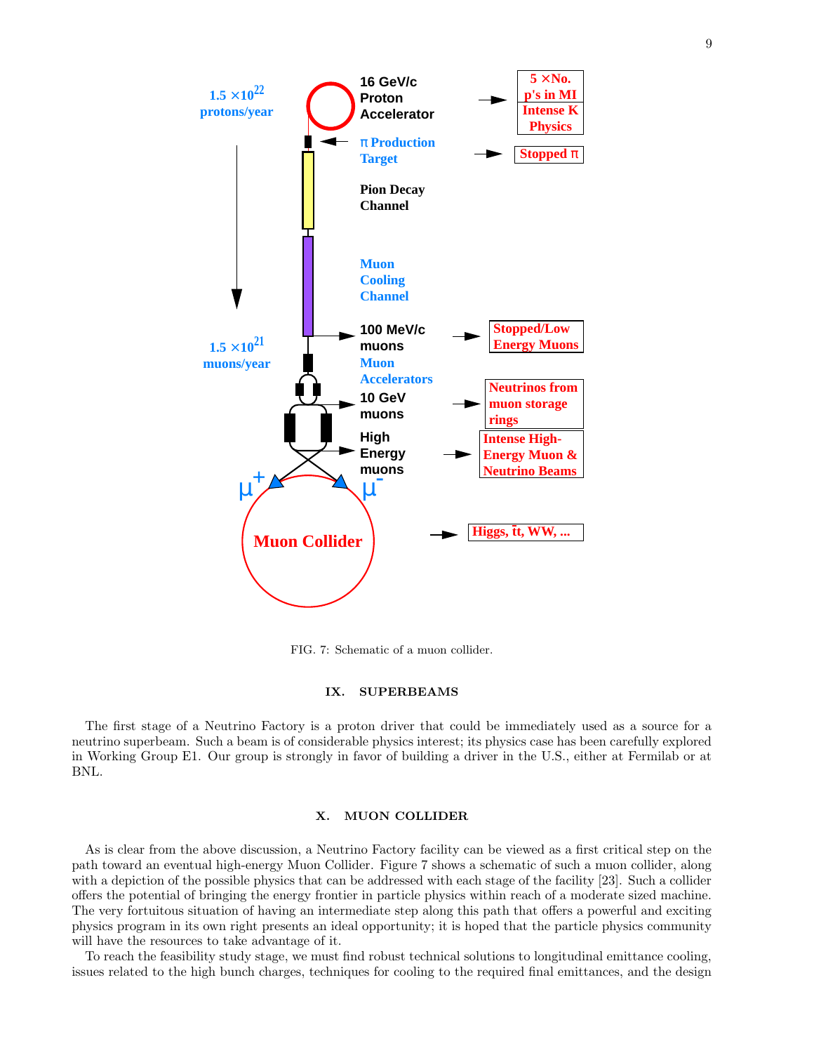FIG. 7: Schematic of a muon collider.

## IX. SUPERBEAMS

The first stage of a Neutrino Factory is a proton driver that could be immediately used as a source for a neutrino superbeam. Such a beam is of considerable physics interest; its physics case has been carefully explored in Working Group E1. Our group is strongly in favor of building a driver in the U.S., either at Fermilab or at BNL.

## X. MUON COLLIDER

As is clear from the above discussion, a Neutrino Factory facility can be viewed as a first critical step on the path toward an eventual high-energy Muon Collider. Figure 7 shows a schematic of such a muon collider, along with a depiction of the possible physics that can be addressed with each stage of the facility [23]. Such a collider offers the potential of bringing the energy frontier in particle physics within reach of a moderate sized machine. The very fortuitous situation of having an intermediate step along this path that offers a powerful and exciting physics program in its own right presents an ideal opportunity; it is hoped that the particle physics community will have the resources to take advantage of it.

To reach the feasibility study stage, we must find robust technical solutions to longitudinal emittance cooling, issues related to the high bunch charges, techniques for cooling to the required final emittances, and the design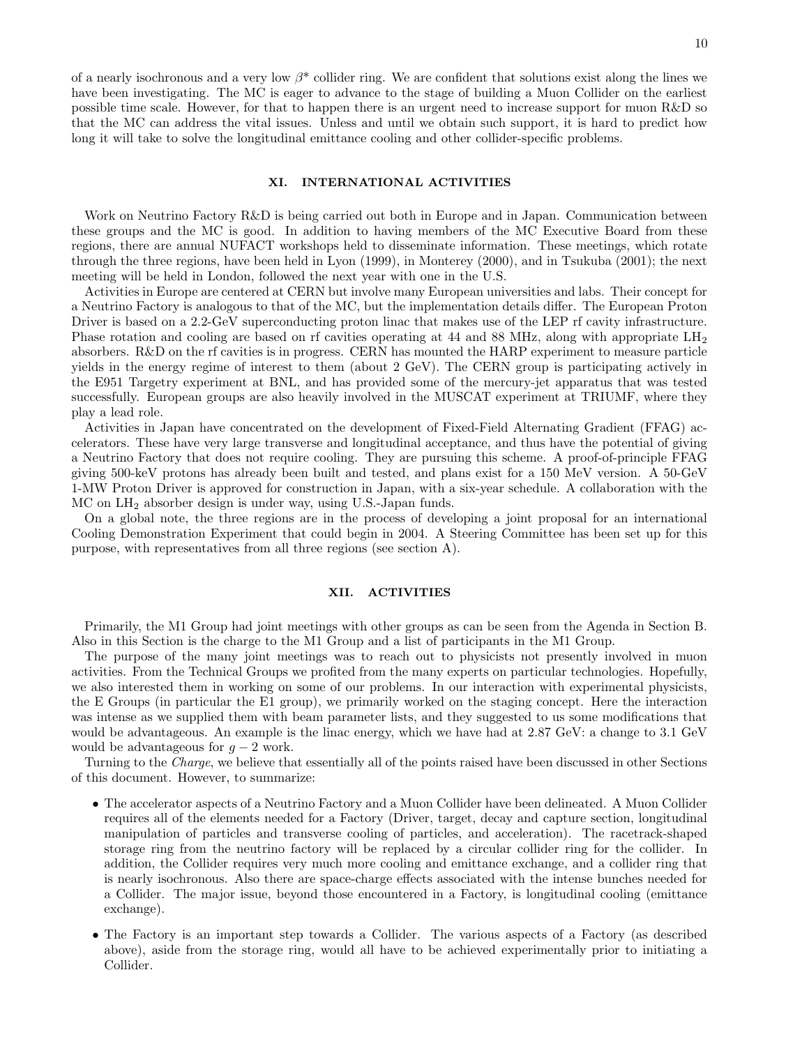of a nearly isochronous and a very low $\beta^*$ collider ring. We are confident that solutions exist along the lines we have been investigating. The MC is eager to advance to the stage of building a Muon Collider on the earliest possible time scale. However, for that to happen there is an urgent need to increase support for muon R&D so that the MC can address the vital issues. Unless and until we obtain such support, it is hard to predict how long it will take to solve the longitudinal emittance cooling and other collider-specific problems.

## XI. INTERNATIONAL ACTIVITIES

Work on Neutrino Factory R&D is being carried out both in Europe and in Japan. Communication between these groups and the MC is good. In addition to having members of the MC Executive Board from these regions, there are annual NUFACT workshops held to disseminate information. These meetings, which rotate through the three regions, have been held in Lyon (1999), in Monterey (2000), and in Tsukuba (2001); the next meeting will be held in London, followed the next year with one in the U.S.

Activities in Europe are centered at CERN but involve many European universities and labs. Their concept for a Neutrino Factory is analogous to that of the MC, but the implementation details differ. The European Proton Driver is based on a 2.2-GeV superconducting proton linac that makes use of the LEP rf cavity infrastructure. Phase rotation and cooling are based on rf cavities operating at 44 and 88 MHz, along with appropriate $LH_2$ absorbers. R&D on the rf cavities is in progress. CERN has mounted the HARP experiment to measure particle yields in the energy regime of interest to them (about 2 GeV). The CERN group is participating actively in the E951 Targetry experiment at BNL, and has provided some of the mercury-jet apparatus that was tested successfully. European groups are also heavily involved in the MUSCAT experiment at TRIUMF, where they play a lead role.

Activities in Japan have concentrated on the development of Fixed-Field Alternating Gradient (FFAG) accelerators. These have very large transverse and longitudinal acceptance, and thus have the potential of giving a Neutrino Factory that does not require cooling. They are pursuing this scheme. A proof-of-principle FFAG giving 500-keV protons has already been built and tested, and plans exist for a 150 MeV version. A 50-GeV 1-MW Proton Driver is approved for construction in Japan, with a six-year schedule. A collaboration with the MC on $LH_2$ absorber design is under way, using U.S.-Japan funds.

On a global note, the three regions are in the process of developing a joint proposal for an international Cooling Demonstration Experiment that could begin in 2004. A Steering Committee has been set up for this purpose, with representatives from all three regions (see section A).

## XII. ACTIVITIES

Primarily, the M1 Group had joint meetings with other groups as can be seen from the Agenda in Section B. Also in this Section is the charge to the M1 Group and a list of participants in the M1 Group.

The purpose of the many joint meetings was to reach out to physicists not presently involved in muon activities. From the Technical Groups we profited from the many experts on particular technologies. Hopefully, we also interested them in working on some of our problems. In our interaction with experimental physicists, the E Groups (in particular the E1 group), we primarily worked on the staging concept. Here the interaction was intense as we supplied them with beam parameter lists, and they suggested to us some modifications that would be advantageous. An example is the linac energy, which we have had at 2.87 GeV: a change to 3.1 GeV would be advantageous for $g - 2$ work.

Turning to the *Charge*, we believe that essentially all of the points raised have been discussed in other Sections of this document. However, to summarize:

- The accelerator aspects of a Neutrino Factory and a Muon Collider have been delineated. A Muon Collider requires all of the elements needed for a Factory (Driver, target, decay and capture section, longitudinal manipulation of particles and transverse cooling of particles, and acceleration). The racetrack-shaped storage ring from the neutrino factory will be replaced by a circular collider ring for the collider. In addition, the Collider requires very much more cooling and emittance exchange, and a collider ring that is nearly isochronous. Also there are space-charge effects associated with the intense bunches needed for a Collider. The major issue, beyond those encountered in a Factory, is longitudinal cooling (emittance exchange).
- The Factory is an important step towards a Collider. The various aspects of a Factory (as described above), aside from the storage ring, would all have to be achieved experimentally prior to initiating a Collider.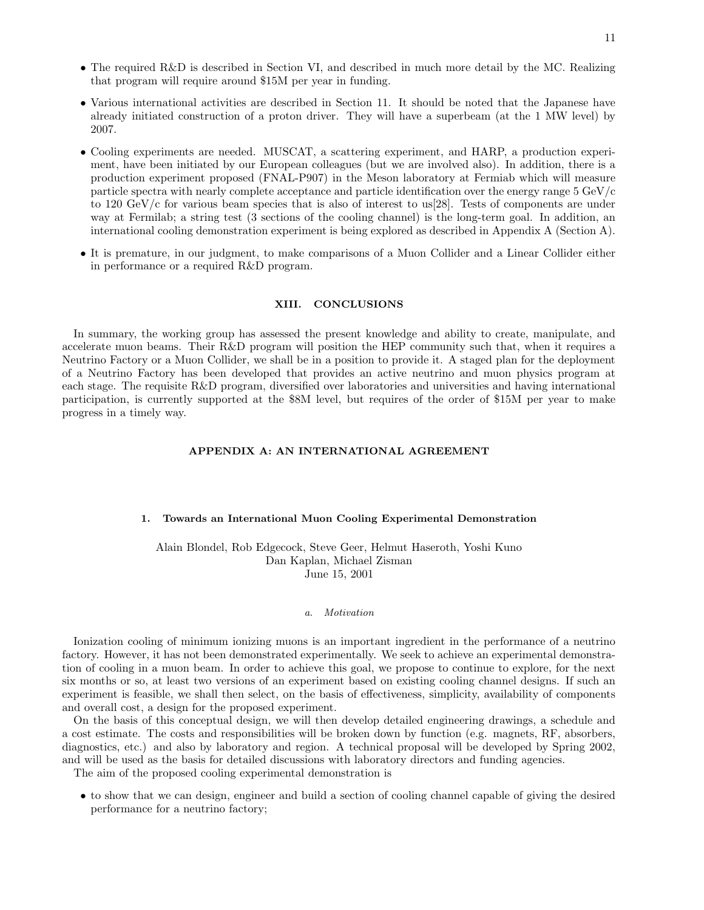- The required R&D is described in Section VI, and described in much more detail by the MC. Realizing that program will require around $15M per year in funding.
- Various international activities are described in Section 11. It should be noted that the Japanese have already initiated construction of a proton driver. They will have a superbeam (at the 1 MW level) by 2007.
- Cooling experiments are needed. MUSCAT, a scattering experiment, and HARP, a production experiment, have been initiated by our European colleagues (but we are involved also). In addition, there is a production experiment proposed (FNAL-P907) in the Meson laboratory at Fermiab which will measure particle spectra with nearly complete acceptance and particle identification over the energy range 5 GeV/c to 120 GeV/c for various beam species that is also of interest to us[28]. Tests of components are under way at Fermilab; a string test (3 sections of the cooling channel) is the long-term goal. In addition, an international cooling demonstration experiment is being explored as described in Appendix A (Section A).
- It is premature, in our judgment, to make comparisons of a Muon Collider and a Linear Collider either in performance or a required R&D program.

## XIII. CONCLUSIONS

In summary, the working group has assessed the present knowledge and ability to create, manipulate, and accelerate muon beams. Their R&D program will position the HEP community such that, when it requires a Neutrino Factory or a Muon Collider, we shall be in a position to provide it. A staged plan for the deployment of a Neutrino Factory has been developed that provides an active neutrino and muon physics program at each stage. The requisite R&D program, diversified over laboratories and universities and having international participation, is currently supported at the $8M level, but requires of the order of $15M per year to make progress in a timely way.

## APPENDIX A: AN INTERNATIONAL AGREEMENT

### 1. Towards an International Muon Cooling Experimental Demonstration

Alain Blondel, Rob Edgecock, Steve Geer, Helmut Haseroth, Yoshi Kuno
Dan Kaplan, Michael Zisman
June 15, 2001

#### a. *Motivation*

Ionization cooling of minimum ionizing muons is an important ingredient in the performance of a neutrino factory. However, it has not been demonstrated experimentally. We seek to achieve an experimental demonstration of cooling in a muon beam. In order to achieve this goal, we propose to continue to explore, for the next six months or so, at least two versions of an experiment based on existing cooling channel designs. If such an experiment is feasible, we shall then select, on the basis of effectiveness, simplicity, availability of components and overall cost, a design for the proposed experiment.

On the basis of this conceptual design, we will then develop detailed engineering drawings, a schedule and a cost estimate. The costs and responsibilities will be broken down by function (e.g. magnets, RF, absorbers, diagnostics, etc.) and also by laboratory and region. A technical proposal will be developed by Spring 2002, and will be used as the basis for detailed discussions with laboratory directors and funding agencies.

The aim of the proposed cooling experimental demonstration is

- to show that we can design, engineer and build a section of cooling channel capable of giving the desired performance for a neutrino factory;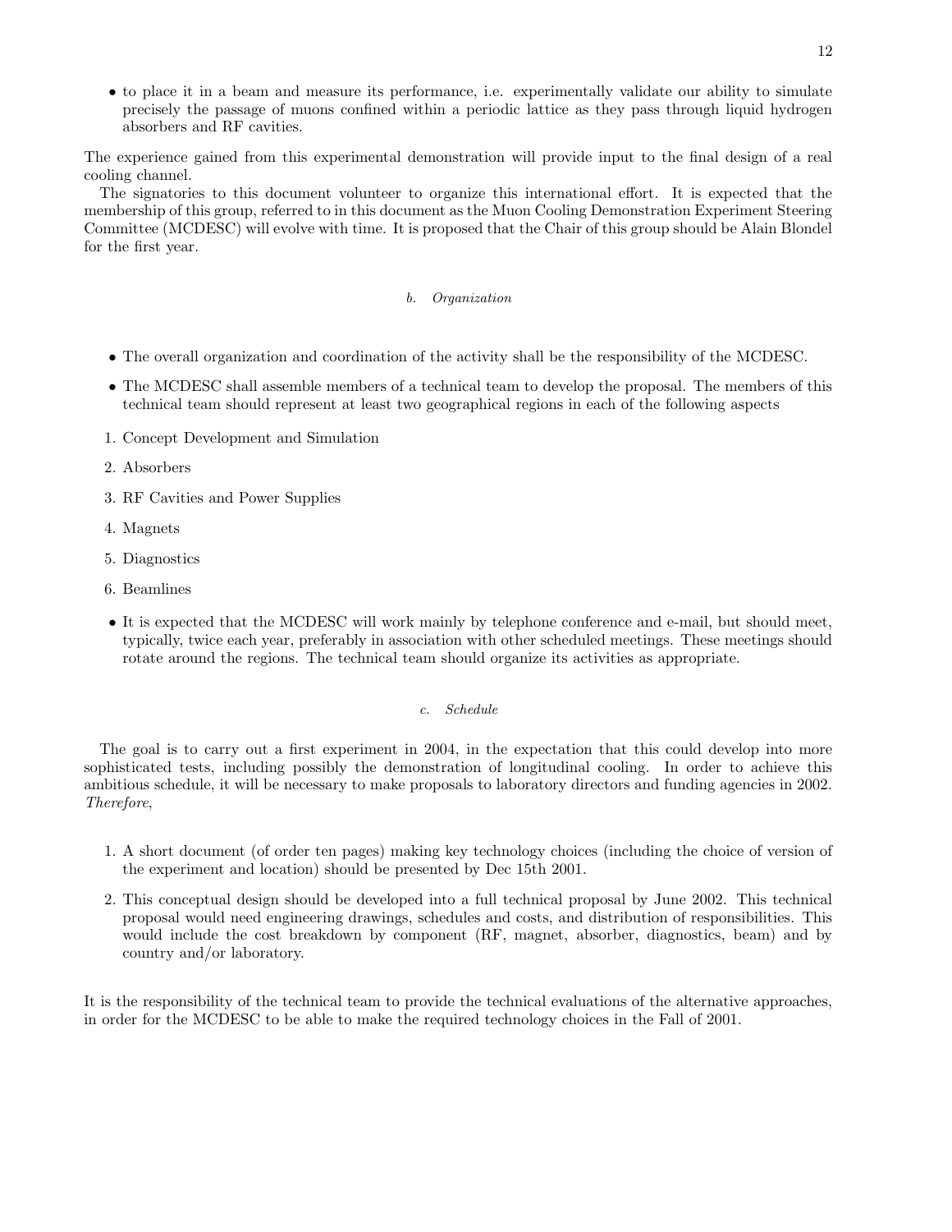- to place it in a beam and measure its performance, i.e. experimentally validate our ability to simulate precisely the passage of muons confined within a periodic lattice as they pass through liquid hydrogen absorbers and RF cavities.

The experience gained from this experimental demonstration will provide input to the final design of a real cooling channel.

The signatories to this document volunteer to organize this international effort. It is expected that the membership of this group, referred to in this document as the Muon Cooling Demonstration Experiment Steering Committee (MCDESC) will evolve with time. It is proposed that the Chair of this group should be Alain Blondel for the first year.

### b. *Organization*

- The overall organization and coordination of the activity shall be the responsibility of the MCDESC.
- The MCDESC shall assemble members of a technical team to develop the proposal. The members of this technical team should represent at least two geographical regions in each of the following aspects

1. Concept Development and Simulation
2. Absorbers
3. RF Cavities and Power Supplies
4. Magnets
5. Diagnostics
6. Beamlines

- It is expected that the MCDESC will work mainly by telephone conference and e-mail, but should meet, typically, twice each year, preferably in association with other scheduled meetings. These meetings should rotate around the regions. The technical team should organize its activities as appropriate.

### c. *Schedule*

The goal is to carry out a first experiment in 2004, in the expectation that this could develop into more sophisticated tests, including possibly the demonstration of longitudinal cooling. In order to achieve this ambitious schedule, it will be necessary to make proposals to laboratory directors and funding agencies in 2002. *Therefore*,

1. A short document (of order ten pages) making key technology choices (including the choice of version of the experiment and location) should be presented by Dec 15th 2001.
2. This conceptual design should be developed into a full technical proposal by June 2002. This technical proposal would need engineering drawings, schedules and costs, and distribution of responsibilities. This would include the cost breakdown by component (RF, magnet, absorber, diagnostics, beam) and by country and/or laboratory.

It is the responsibility of the technical team to provide the technical evaluations of the alternative approaches, in order for the MCDESC to be able to make the required technology choices in the Fall of 2001.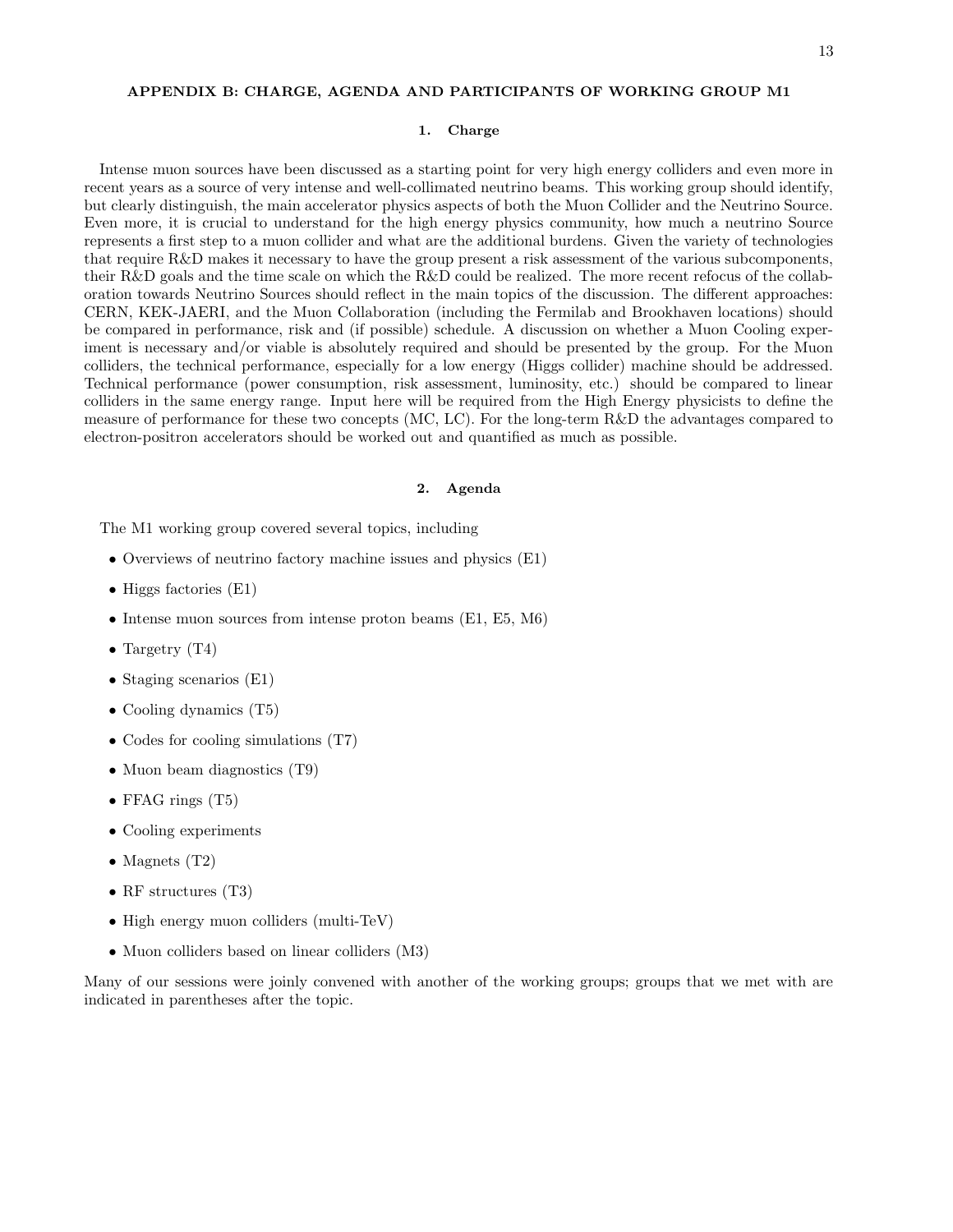## APPENDIX B: CHARGE, AGENDA AND PARTICIPANTS OF WORKING GROUP M1

### 1. Charge

Intense muon sources have been discussed as a starting point for very high energy colliders and even more in recent years as a source of very intense and well-collimated neutrino beams. This working group should identify, but clearly distinguish, the main accelerator physics aspects of both the Muon Collider and the Neutrino Source. Even more, it is crucial to understand for the high energy physics community, how much a neutrino Source represents a first step to a muon collider and what are the additional burdens. Given the variety of technologies that require R&D makes it necessary to have the group present a risk assessment of the various subcomponents, their R&D goals and the time scale on which the R&D could be realized. The more recent refocus of the collaboration towards Neutrino Sources should reflect in the main topics of the discussion. The different approaches: CERN, KEK-JAERI, and the Muon Collaboration (including the Fermilab and Brookhaven locations) should be compared in performance, risk and (if possible) schedule. A discussion on whether a Muon Cooling experiment is necessary and/or viable is absolutely required and should be presented by the group. For the Muon colliders, the technical performance, especially for a low energy (Higgs collider) machine should be addressed. Technical performance (power consumption, risk assessment, luminosity, etc.) should be compared to linear colliders in the same energy range. Input here will be required from the High Energy physicists to define the measure of performance for these two concepts (MC, LC). For the long-term R&D the advantages compared to electron-positron accelerators should be worked out and quantified as much as possible.

### 2. Agenda

The M1 working group covered several topics, including

- Overviews of neutrino factory machine issues and physics (E1)
- Higgs factories (E1)
- Intense muon sources from intense proton beams (E1, E5, M6)
- Targetry (T4)
- Staging scenarios (E1)
- Cooling dynamics (T5)
- Codes for cooling simulations (T7)
- Muon beam diagnostics (T9)
- FFAG rings (T5)
- Cooling experiments
- Magnets (T2)
- RF structures (T3)
- High energy muon colliders (multi-TeV)
- Muon colliders based on linear colliders (M3)

Many of our sessions were joinly convened with another of the working groups; groups that we met with are indicated in parentheses after the topic.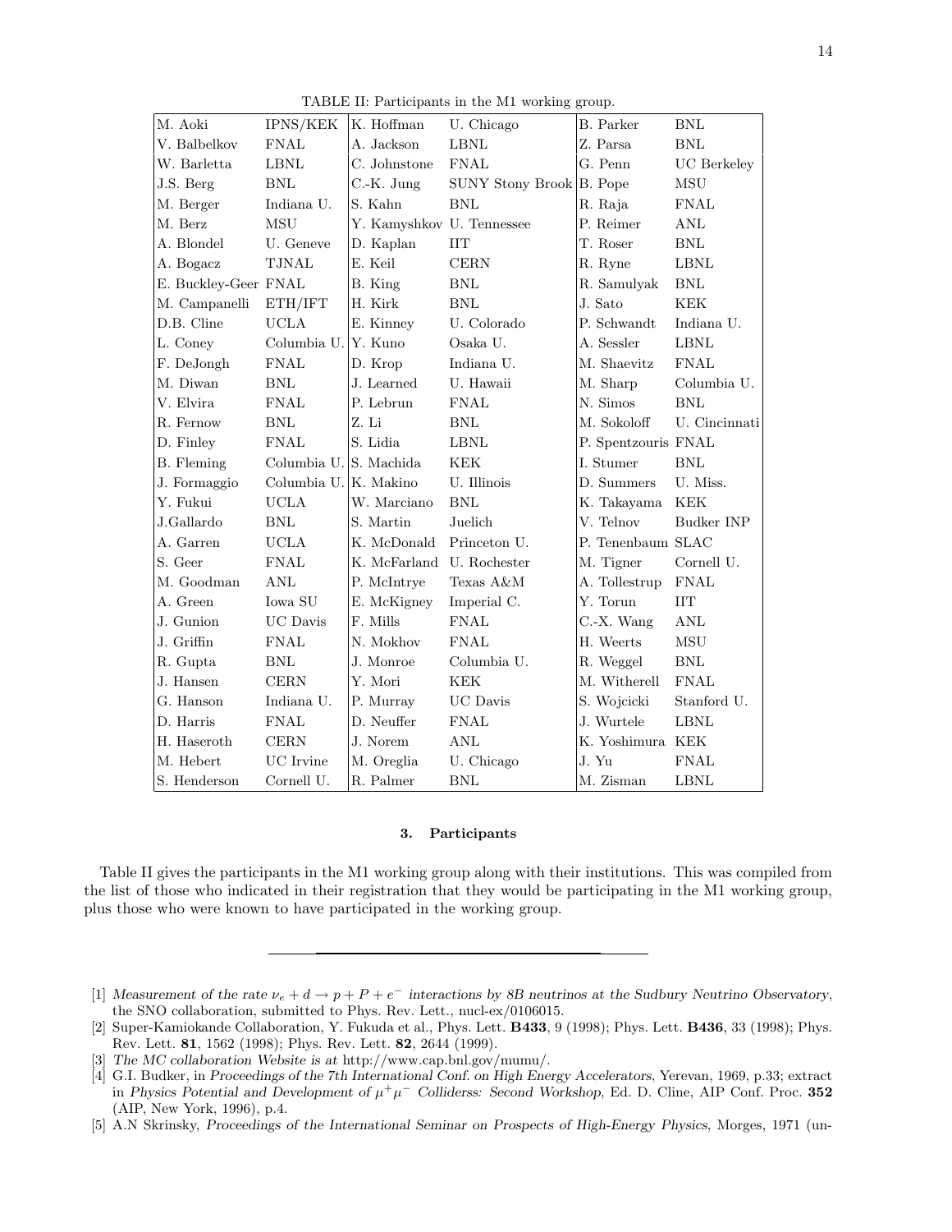TABLE II: Participants in the M1 working group.

| | | | | | |
|---|---|---|---|---|---|
| M. Aoki | IPNS/KEK | K. Hoffman | U. Chicago | B. Parker | BNL |
| V. Balbelkov | FNAL | A. Jackson | LBNL | Z. Parsa | BNL |
| W. Barletta | LBNL | C. Johnstone | FNAL | G. Penn | UC Berkeley |
| J.S. Berg | BNL | C.-K. Jung | SUNY Stony Brook | B. Pope | MSU |
| M. Berger | Indiana U. | S. Kahn | BNL | R. Raja | FNAL |
| M. Berz | MSU | Y. Kamyshkov | U. Tennessee | P. Reimer | ANL |
| A. Blondel | U. Geneve | D. Kaplan | IIT | T. Roser | BNL |
| A. Bogacz | TJNAL | E. Keil | CERN | R. Ryne | LBNL |
| E. Buckley-Geer | FNAL | B. King | BNL | R. Samulyak | BNL |
| M. Campanelli | ETH/IFT | H. Kirk | BNL | J. Sato | KEK |
| D.B. Cline | UCLA | E. Kinney | U. Colorado | P. Schwandt | Indiana U. |
| L. Coney | Columbia U. | Y. Kuno | Osaka U. | A. Sessler | LBNL |
| F. DeJongh | FNAL | D. Krop | Indiana U. | M. Shaevitz | FNAL |
| M. Diwan | BNL | J. Learned | U. Hawaii | M. Sharp | Columbia U. |
| V. Elvira | FNAL | P. Lebrun | FNAL | N. Simos | BNL |
| R. Fernow | BNL | Z. Li | BNL | M. Sokoloff | U. Cincinnati |
| D. Finley | FNAL | S. Lidia | LBNL | P. Spentzouris | FNAL |
| B. Fleming | Columbia U. | S. Machida | KEK | I. Stumer | BNL |
| J. Formaggio | Columbia U. | K. Makino | U. Illinois | D. Summers | U. Miss. |
| Y. Fukui | UCLA | W. Marciano | BNL | K. Takayama | KEK |
| J.Gallardo | BNL | S. Martin | Juelich | V. Telnov | Budker INP |
| A. Garren | UCLA | K. McDonald | Princeton U. | P. Tenenbaum | SLAC |
| S. Geer | FNAL | K. McFarland | U. Rochester | M. Tigner | Cornell U. |
| M. Goodman | ANL | P. McIntrye | Texas A&M | A. Tollestrup | FNAL |
| A. Green | Iowa SU | E. McKigney | Imperial C. | Y. Torun | IIT |
| J. Gunion | UC Davis | F. Mills | FNAL | C.-X. Wang | ANL |
| J. Griffin | FNAL | N. Mokhov | FNAL | H. Weerts | MSU |
| R. Gupta | BNL | J. Monroe | Columbia U. | R. Weggel | BNL |
| J. Hansen | CERN | Y. Mori | KEK | M. Witherell | FNAL |
| G. Hanson | Indiana U. | P. Murray | UC Davis | S. Wojcicki | Stanford U. |
| D. Harris | FNAL | D. Neuffer | FNAL | J. Wurtele | LBNL |
| H. Haseroth | CERN | J. Norem | ANL | K. Yoshimura | KEK |
| M. Hebert | UC Irvine | M. Oreglia | U. Chicago | J. Yu | FNAL |
| S. Henderson | Cornell U. | R. Palmer | BNL | M. Zisman | LBNL |

### 3. Participants

Table II gives the participants in the M1 working group along with their institutions. This was compiled from the list of those who indicated in their registration that they would be participating in the M1 working group, plus those who were known to have participated in the working group.

---

[1] *Measurement of the rate $\nu_e + d \to p + P + e^-$ interactions by 8B neutrinos at the Sudbury Neutrino Observatory*, the SNO collaboration, submitted to Phys. Rev. Lett., nucl-ex/0106015.

[2] Super-Kamiokande Collaboration, Y. Fukuda et al., Phys. Lett. **B433**, 9 (1998); Phys. Lett. **B436**, 33 (1998); Phys. Rev. Lett. **81**, 1562 (1998); Phys. Rev. Lett. **82**, 2644 (1999).

[3] *The MC collaboration Website is at* http://www.cap.bnl.gov/mumu/.

[4] G.I. Budker, in *Proceedings of the 7th International Conf. on High Energy Accelerators*, Yerevan, 1969, p.33; extract in *Physics Potential and Development of $\mu^+\mu^-$ Colliderss: Second Workshop*, Ed. D. Cline, AIP Conf. Proc. **352** (AIP, New York, 1996), p.4.

[5] A.N Skrinsky, *Proceedings of the International Seminar on Prospects of High-Energy Physics*, Morges, 1971 (un-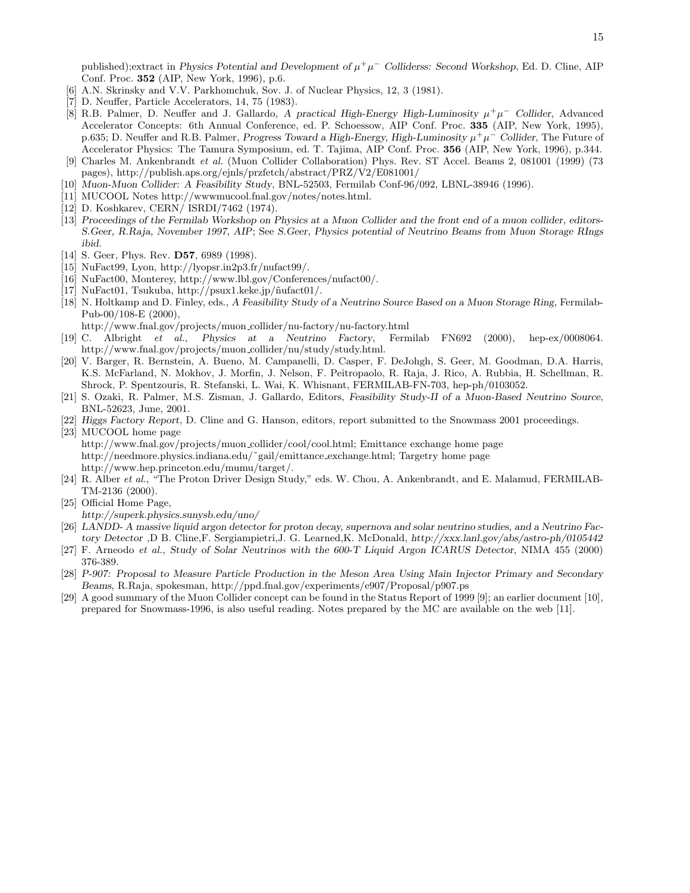published);extract in *Physics Potential and Development of $\mu^+\mu^-$ Colliderss: Second Workshop*, Ed. D. Cline, AIP Conf. Proc. **352** (AIP, New York, 1996), p.6.

[6] A.N. Skrinsky and V.V. Parkhomchuk, Sov. J. of Nuclear Physics, 12, 3 (1981).

[7] D. Neuffer, Particle Accelerators, 14, 75 (1983).

[8] R.B. Palmer, D. Neuffer and J. Gallardo, *A practical High-Energy High-Luminosity $\mu^+\mu^-$ Collider*, Advanced Accelerator Concepts: 6th Annual Conference, ed. P. Schoessow, AIP Conf. Proc. **335** (AIP, New York, 1995), p.635; D. Neuffer and R.B. Palmer, *Progress Toward a High-Energy, High-Luminosity $\mu^+\mu^-$ Collider*, The Future of Accelerator Physics: The Tamura Symposium, ed. T. Tajima, AIP Conf. Proc. **356** (AIP, New York, 1996), p.344.

[9] Charles M. Ankenbrandt *et al.* (Muon Collider Collaboration) Phys. Rev. ST Accel. Beams 2, 081001 (1999) (73 pages), http://publish.aps.org/ejnls/przfetch/abstract/PRZ/V2/E081001/

[10] *Muon-Muon Collider: A Feasibility Study*, BNL-52503, Fermilab Conf-96/092, LBNL-38946 (1996).

[11] MUCOOL Notes http://wwwmucool.fnal.gov/notes/notes.html.

[12] D. Koshkarev, CERN/ ISRDI/7462 (1974).

[13] *Proceedings of the Fermilab Workshop on Physics at a Muon Collider and the front end of a muon collider, editors-S.Geer, R.Raja, November 1997, AIP*; See *S.Geer, Physics potential of Neutrino Beams from Muon Storage RIngs ibid.*

[14] S. Geer, Phys. Rev. **D57**, 6989 (1998).

[15] NuFact99, Lyon, http://lyopsr.in2p3.fr/nufact99/.

[16] NuFact00, Monterey, http://www.lbl.gov/Conferences/nufact00/.

[17] NuFact01, Tsukuba, http://psux1.keke.jp/ñufact01/.

[18] N. Holtkamp and D. Finley, eds., *A Feasibility Study of a Neutrino Source Based on a Muon Storage Ring*, Fermilab-Pub-00/108-E (2000),
http://www.fnal.gov/projects/muon_collider/nu-factory/nu-factory.html

[19] C. Albright *et al.*, *Physics at a Neutrino Factory*, Fermilab FN692 (2000), hep-ex/0008064. http://www.fnal.gov/projects/muon_collider/nu/study/study.html.

[20] V. Barger, R. Bernstein, A. Bueno, M. Campanelli, D. Casper, F. DeJohgh, S. Geer, M. Goodman, D.A. Harris, K.S. McFarland, N. Mokhov, J. Morfin, J. Nelson, F. Peitropaolo, R. Raja, J. Rico, A. Rubbia, H. Schellman, R. Shrock, P. Spentzouris, R. Stefanski, L. Wai, K. Whisnant, FERMILAB-FN-703, hep-ph/0103052.

[21] S. Ozaki, R. Palmer, M.S. Zisman, J. Gallardo, Editors, *Feasibility Study-II of a Muon-Based Neutrino Source*, BNL-52623, June, 2001.

[22] *Higgs Factory Report*, D. Cline and G. Hanson, editors, report submitted to the Snowmass 2001 proceedings.

[23] MUCOOL home page
http://www.fnal.gov/projects/muon_collider/cool/cool.html; Emittance exchange home page
http://needmore.physics.indiana.edu/˜gail/emittance_exchange.html; Targetry home page
http://www.hep.princeton.edu/mumu/target/.

[24] R. Alber *et al.*, "The Proton Driver Design Study," eds. W. Chou, A. Ankenbrandt, and E. Malamud, FERMILAB-TM-2136 (2000).

[25] Official Home Page,
*http://superk.physics.sunysb.edu/uno/*

[26] *LANDD- A massive liquid argon detector for proton decay, supernova and solar neutrino studies, and a Neutrino Factory Detector* ,D B. Cline,F. Sergiampietri,J. G. Learned,K. McDonald, *http://xxx.lanl.gov/abs/astro-ph/0105442*

[27] F. Arneodo *et al.*, *Study of Solar Neutrinos with the 600-T Liquid Argon ICARUS Detector*, NIMA 455 (2000) 376-389.

[28] *P-907: Proposal to Measure Particle Production in the Meson Area Using Main Injector Primary and Secondary Beams*, R.Raja, spokesman, http://ppd.fnal.gov/experiments/e907/Proposal/p907.ps

[29] A good summary of the Muon Collider concept can be found in the Status Report of 1999 [9]; an earlier document [10], prepared for Snowmass-1996, is also useful reading. Notes prepared by the MC are available on the web [11].